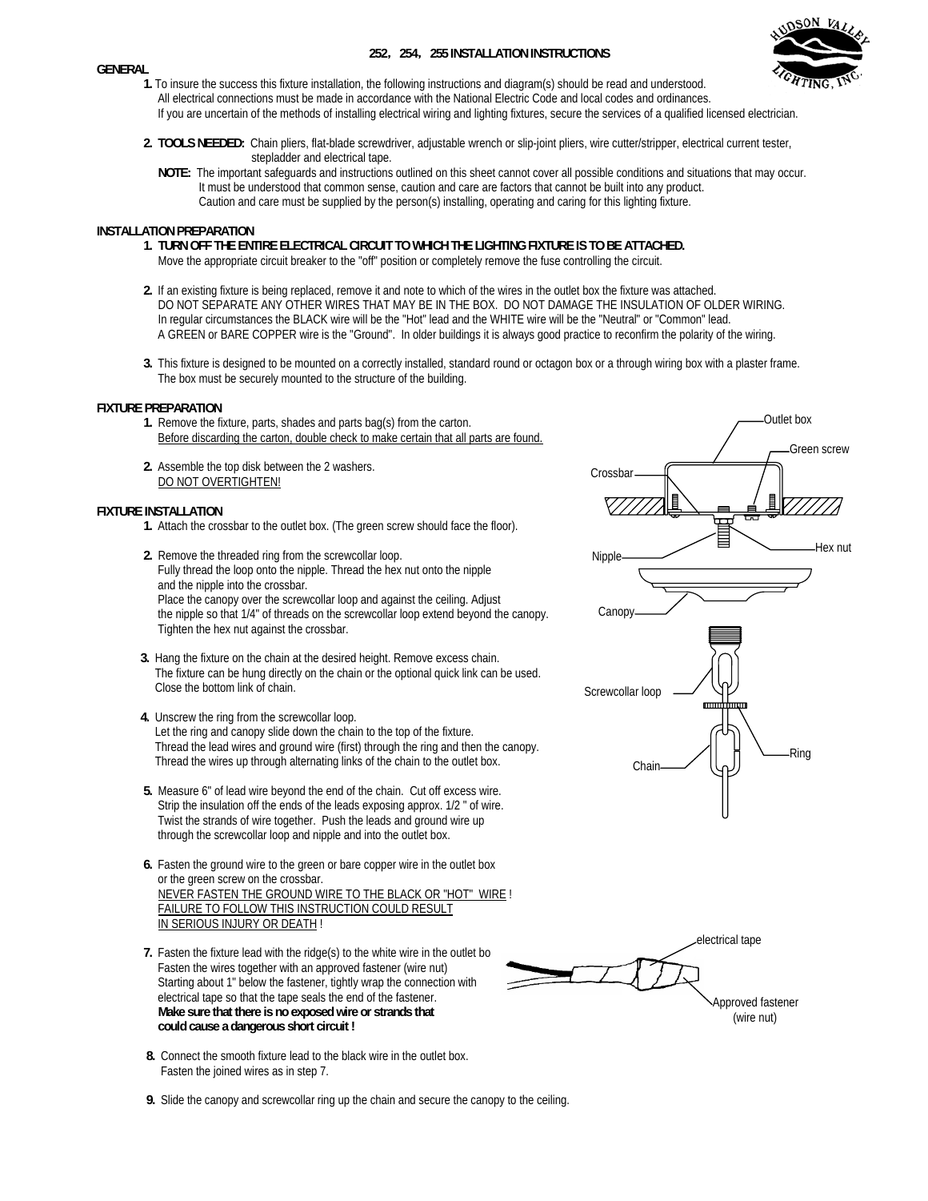# 252, 254, 255 INSTALLATION INSTRUCTIONS

## GENERAL

1. To insure the success this fixture installation, the following instructions and diagram(s) should be read and understood. All electrical connections must be made in accordance with the National Electric Code and local codes and ordinances. If you are uncertain of the methods of installing electrical wiring and lighting fixtures, secure the services of a qualified licensed electrician.

2. **TOOLS NEEDED:** Chain pliers, flat-blade screwdriver, adjustable wrench or slip-joint pliers, wire cutter/stripper, electrical current tester, stepladder and electrical tape.

   **NOTE:** The important safeguards and instructions outlined on this sheet cannot cover all possible conditions and situations that may occur. It must be understood that common sense, caution and care are factors that cannot be built into any product. Caution and care must be supplied by the person(s) installing, operating and caring for this lighting fixture.

## INSTALLATION PREPARATION

1. **TURN OFF THE ENTIRE ELECTRICAL CIRCUIT TO WHICH THE LIGHTING FIXTURE IS TO BE ATTACHED.** Move the appropriate circuit breaker to the "off" position or completely remove the fuse controlling the circuit.

2. If an existing fixture is being replaced, remove it and note to which of the wires in the outlet box the fixture was attached. DO NOT SEPARATE ANY OTHER WIRES THAT MAY BE IN THE BOX. DO NOT DAMAGE THE INSULATION OF OLDER WIRING. In regular circumstances the BLACK wire will be the "Hot" lead and the WHITE wire will be the "Neutral" or "Common" lead. A GREEN or BARE COPPER wire is the "Ground". In older buildings it is always good practice to reconfirm the polarity of the wiring.

3. This fixture is designed to be mounted on a correctly installed, standard round or octagon box or a through wiring box with a plaster frame. The box must be securely mounted to the structure of the building.

## FIXTURE PREPARATION

1. Remove the fixture, parts, shades and parts bag(s) from the carton. Before discarding the carton, double check to make certain that all parts are found.

2. Assemble the top disk between the 2 washers. DO NOT OVERTIGHTEN!

## FIXTURE INSTALLATION

1. Attach the crossbar to the outlet box. (The green screw should face the floor).

2. Remove the threaded ring from the screwcollar loop. Fully thread the loop onto the nipple. Thread the hex nut onto the nipple and the nipple into the crossbar. Place the canopy over the screwcollar loop and against the ceiling. Adjust the nipple so that 1/4" of threads on the screwcollar loop extend beyond the canopy. Tighten the hex nut against the crossbar.

3. Hang the fixture on the chain at the desired height. Remove excess chain. The fixture can be hung directly on the chain or the optional quick link can be used. Close the bottom link of chain.

4. Unscrew the ring from the screwcollar loop. Let the ring and canopy slide down the chain to the top of the fixture. Thread the lead wires and ground wire (first) through the ring and then the canopy. Thread the wires up through alternating links of the chain to the outlet box.

5. Measure 6" of lead wire beyond the end of the chain. Cut off excess wire. Strip the insulation off the ends of the leads exposing approx. 1/2 " of wire. Twist the strands of wire together. Push the leads and ground wire up through the screwcollar loop and nipple and into the outlet box.

6. Fasten the ground wire to the green or bare copper wire in the outlet box or the green screw on the crossbar. NEVER FASTEN THE GROUND WIRE TO THE BLACK OR "HOT" WIRE ! FAILURE TO FOLLOW THIS INSTRUCTION COULD RESULT IN SERIOUS INJURY OR DEATH !

7. Fasten the fixture lead with the ridge(s) to the white wire in the outlet bo Fasten the wires together with an approved fastener (wire nut) Starting about 1" below the fastener, tightly wrap the connection with electrical tape so that the tape seals the end of the fastener. **Make sure that there is no exposed wire or strands that could cause a dangerous short circuit !**

8. Connect the smooth fixture lead to the black wire in the outlet box. Fasten the joined wires as in step 7.

9. Slide the canopy and screwcollar ring up the chain and secure the canopy to the ceiling.

Outlet box, Green screw, Crossbar, Hex nut, Nipple, Canopy, Screwcollar loop, Ring, Chain

electrical tape, Approved fastener (wire nut)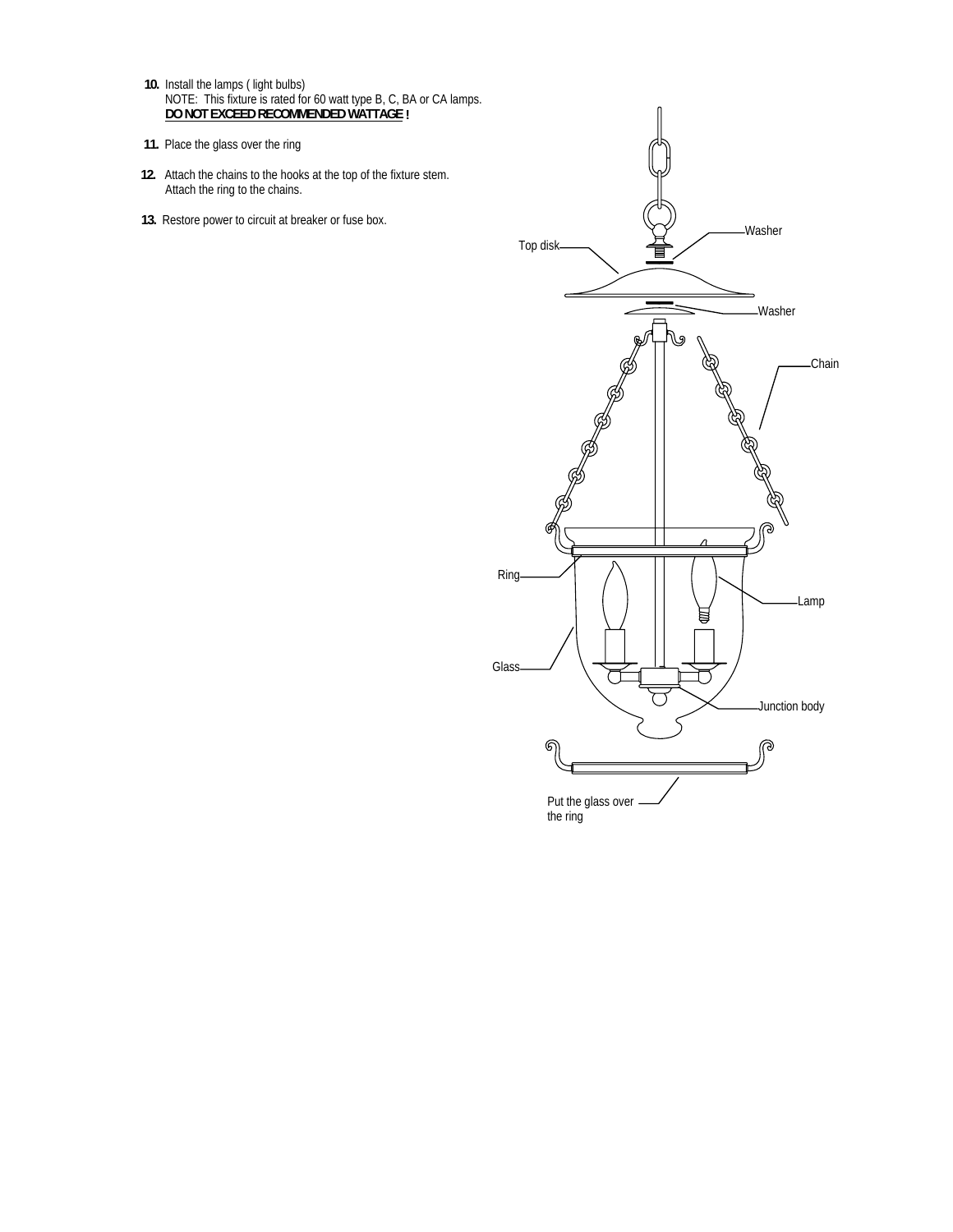10. Install the lamps ( light bulbs)
    NOTE: This fixture is rated for 60 watt type B, C, BA or CA lamps.
    **DO NOT EXCEED RECOMMENDED WATTAGE !**

11. Place the glass over the ring

12. Attach the chains to the hooks at the top of the fixture stem.
    Attach the ring to the chains.

13. Restore power to circuit at breaker or fuse box.

Washer

Top disk

Washer

Chain

Ring

Lamp

Glass

Junction body

Put the glass over the ring